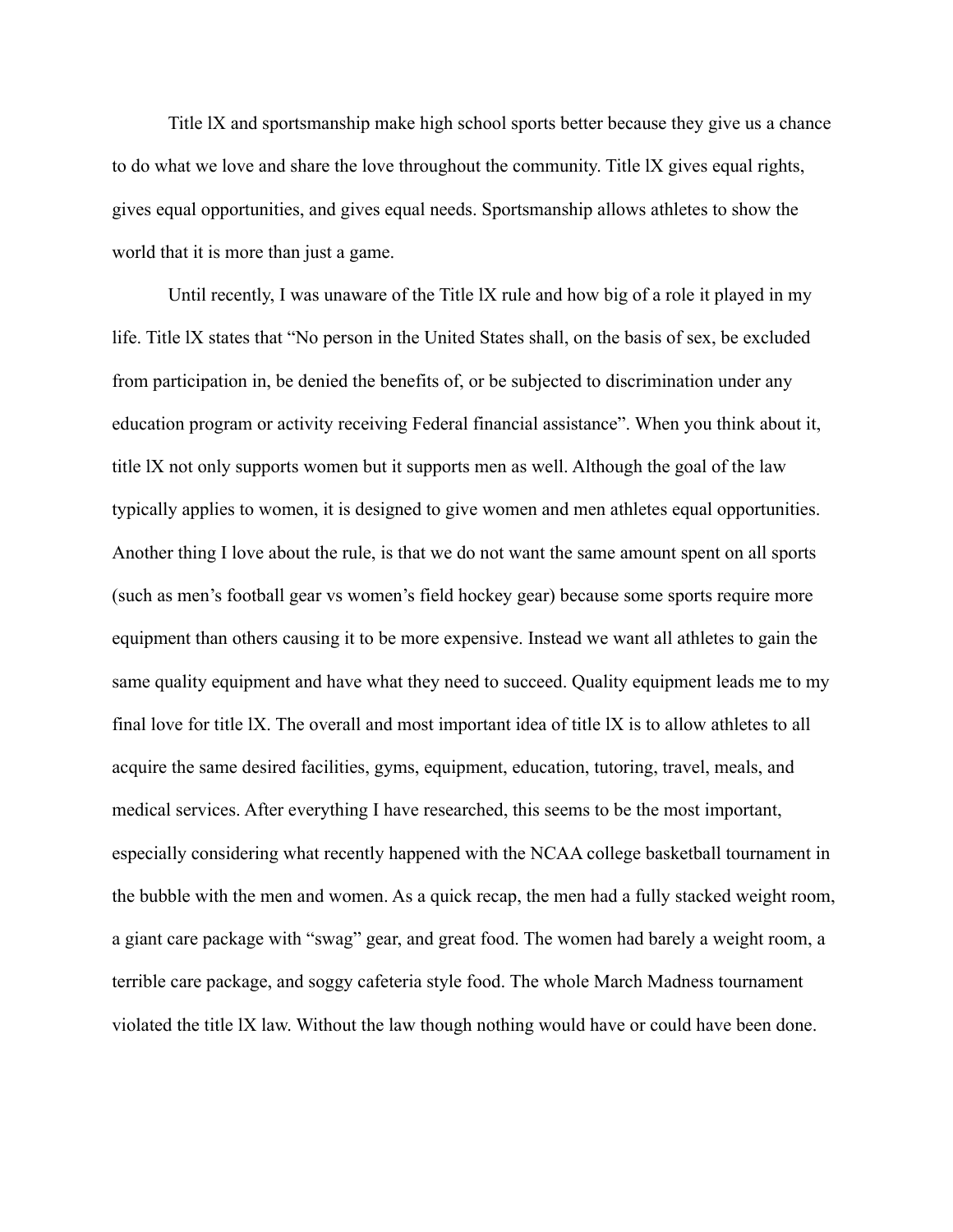Title lX and sportsmanship make high school sports better because they give us a chance to do what we love and share the love throughout the community. Title lX gives equal rights, gives equal opportunities, and gives equal needs. Sportsmanship allows athletes to show the world that it is more than just a game.

Until recently, I was unaware of the Title lX rule and how big of a role it played in my life. Title lX states that "No person in the United States shall, on the basis of sex, be excluded from participation in, be denied the benefits of, or be subjected to discrimination under any education program or activity receiving Federal financial assistance". When you think about it, title lX not only supports women but it supports men as well. Although the goal of the law typically applies to women, it is designed to give women and men athletes equal opportunities. Another thing I love about the rule, is that we do not want the same amount spent on all sports (such as men's football gear vs women's field hockey gear) because some sports require more equipment than others causing it to be more expensive. Instead we want all athletes to gain the same quality equipment and have what they need to succeed. Quality equipment leads me to my final love for title lX. The overall and most important idea of title lX is to allow athletes to all acquire the same desired facilities, gyms, equipment, education, tutoring, travel, meals, and medical services. After everything I have researched, this seems to be the most important, especially considering what recently happened with the NCAA college basketball tournament in the bubble with the men and women. As a quick recap, the men had a fully stacked weight room, a giant care package with "swag" gear, and great food. The women had barely a weight room, a terrible care package, and soggy cafeteria style food. The whole March Madness tournament violated the title lX law. Without the law though nothing would have or could have been done.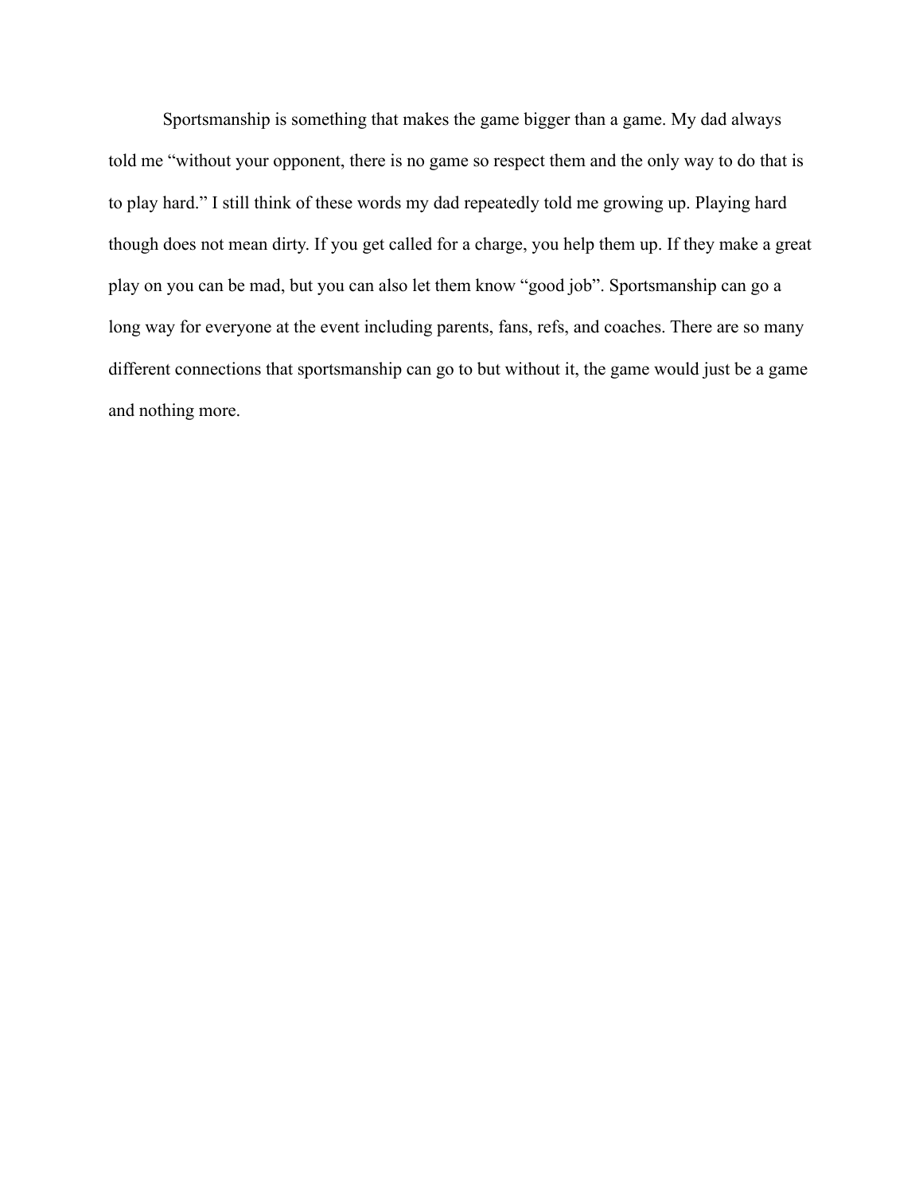Sportsmanship is something that makes the game bigger than a game. My dad always told me "without your opponent, there is no game so respect them and the only way to do that is to play hard." I still think of these words my dad repeatedly told me growing up. Playing hard though does not mean dirty. If you get called for a charge, you help them up. If they make a great play on you can be mad, but you can also let them know "good job". Sportsmanship can go a long way for everyone at the event including parents, fans, refs, and coaches. There are so many different connections that sportsmanship can go to but without it, the game would just be a game and nothing more.